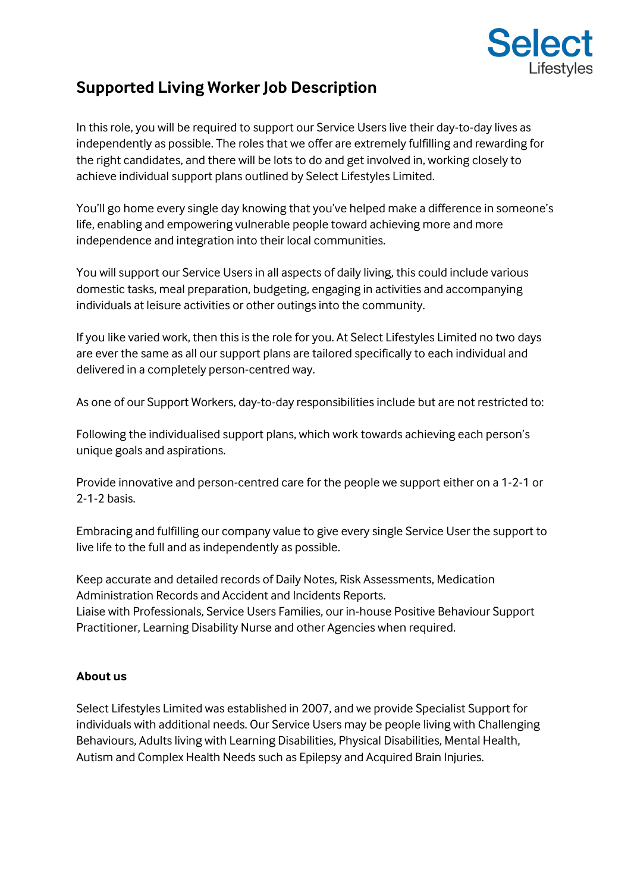# Supported Living Worker Job Description

In this role, you will be required to support our Service Users live their day-to-day lives as independently as possible. The roles that we offer are extremely fulfilling and rewarding for the right candidates, and there will be lots to do and get involved in, working closely to achieve individual support plans outlined by Select Lifestyles Limited.

You'll go home every single day knowing that you've helped make a difference in someone's life, enabling and empowering vulnerable people toward achieving more and more independence and integration into their local communities.

You will support our Service Users in all aspects of daily living, this could include various domestic tasks, meal preparation, budgeting, engaging in activities and accompanying individuals at leisure activities or other outings into the community.

If you like varied work, then this is the role for you. At Select Lifestyles Limited no two days are ever the same as all our support plans are tailored specifically to each individual and delivered in a completely person-centred way.

As one of our Support Workers, day-to-day responsibilities include but are not restricted to:

Following the individualised support plans, which work towards achieving each person's unique goals and aspirations.

Provide innovative and person-centred care for the people we support either on a 1-2-1 or 2-1-2 basis.

Embracing and fulfilling our company value to give every single Service User the support to live life to the full and as independently as possible.

Keep accurate and detailed records of Daily Notes, Risk Assessments, Medication Administration Records and Accident and Incidents Reports.
Liaise with Professionals, Service Users Families, our in-house Positive Behaviour Support Practitioner, Learning Disability Nurse and other Agencies when required.

**About us**

Select Lifestyles Limited was established in 2007, and we provide Specialist Support for individuals with additional needs. Our Service Users may be people living with Challenging Behaviours, Adults living with Learning Disabilities, Physical Disabilities, Mental Health, Autism and Complex Health Needs such as Epilepsy and Acquired Brain Injuries.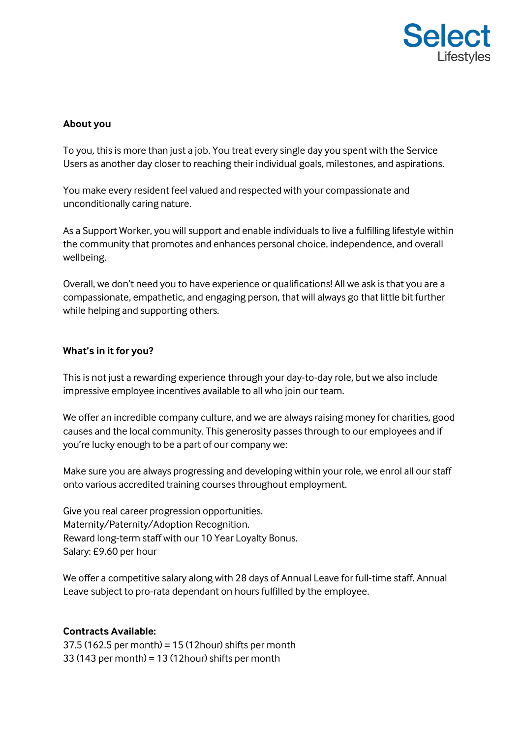**About you**

To you, this is more than just a job. You treat every single day you spent with the Service Users as another day closer to reaching their individual goals, milestones, and aspirations.

You make every resident feel valued and respected with your compassionate and unconditionally caring nature.

As a Support Worker, you will support and enable individuals to live a fulfilling lifestyle within the community that promotes and enhances personal choice, independence, and overall wellbeing.

Overall, we don't need you to have experience or qualifications! All we ask is that you are a compassionate, empathetic, and engaging person, that will always go that little bit further while helping and supporting others.

**What's in it for you?**

This is not just a rewarding experience through your day-to-day role, but we also include impressive employee incentives available to all who join our team.

We offer an incredible company culture, and we are always raising money for charities, good causes and the local community. This generosity passes through to our employees and if you're lucky enough to be a part of our company we:

Make sure you are always progressing and developing within your role, we enrol all our staff onto various accredited training courses throughout employment.

Give you real career progression opportunities.
Maternity/Paternity/Adoption Recognition.
Reward long-term staff with our 10 Year Loyalty Bonus.
Salary: £9.60 per hour

We offer a competitive salary along with 28 days of Annual Leave for full-time staff. Annual Leave subject to pro-rata dependant on hours fulfilled by the employee.

**Contracts Available:**
37.5 (162.5 per month) = 15 (12hour) shifts per month
33 (143 per month) = 13 (12hour) shifts per month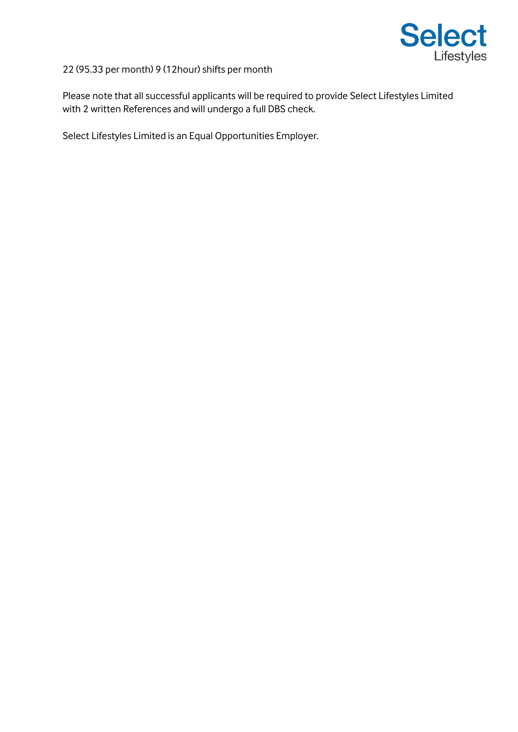22 (95.33 per month) 9 (12hour) shifts per month

Please note that all successful applicants will be required to provide Select Lifestyles Limited with 2 written References and will undergo a full DBS check.

Select Lifestyles Limited is an Equal Opportunities Employer.